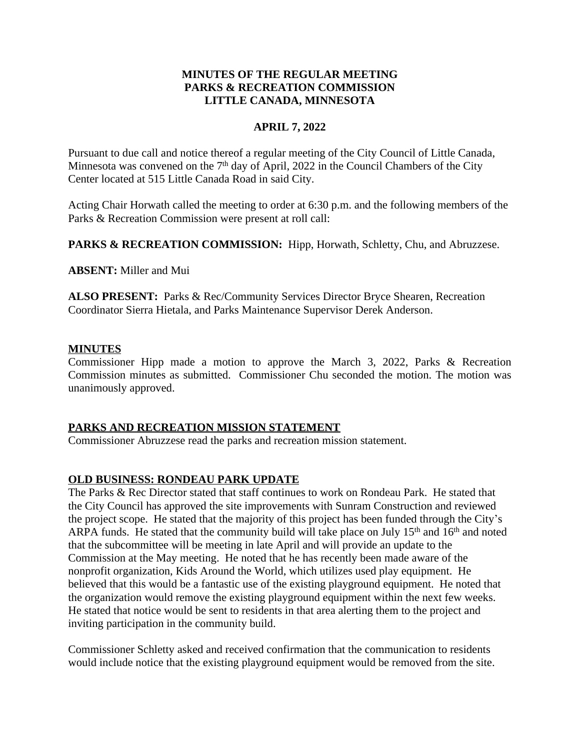**MINUTES OF THE REGULAR MEETING**
**PARKS & RECREATION COMMISSION**
**LITTLE CANADA, MINNESOTA**

**APRIL 7, 2022**

Pursuant to due call and notice thereof a regular meeting of the City Council of Little Canada, Minnesota was convened on the 7th day of April, 2022 in the Council Chambers of the City Center located at 515 Little Canada Road in said City.

Acting Chair Horwath called the meeting to order at 6:30 p.m. and the following members of the Parks & Recreation Commission were present at roll call:

**PARKS & RECREATION COMMISSION:** Hipp, Horwath, Schletty, Chu, and Abruzzese.

**ABSENT:** Miller and Mui

**ALSO PRESENT:** Parks & Rec/Community Services Director Bryce Shearen, Recreation Coordinator Sierra Hietala, and Parks Maintenance Supervisor Derek Anderson.

## MINUTES

Commissioner Hipp made a motion to approve the March 3, 2022, Parks & Recreation Commission minutes as submitted. Commissioner Chu seconded the motion. The motion was unanimously approved.

## PARKS AND RECREATION MISSION STATEMENT

Commissioner Abruzzese read the parks and recreation mission statement.

## OLD BUSINESS: RONDEAU PARK UPDATE

The Parks & Rec Director stated that staff continues to work on Rondeau Park. He stated that the City Council has approved the site improvements with Sunram Construction and reviewed the project scope. He stated that the majority of this project has been funded through the City's ARPA funds. He stated that the community build will take place on July 15th and 16th and noted that the subcommittee will be meeting in late April and will provide an update to the Commission at the May meeting. He noted that he has recently been made aware of the nonprofit organization, Kids Around the World, which utilizes used play equipment. He believed that this would be a fantastic use of the existing playground equipment. He noted that the organization would remove the existing playground equipment within the next few weeks. He stated that notice would be sent to residents in that area alerting them to the project and inviting participation in the community build.

Commissioner Schletty asked and received confirmation that the communication to residents would include notice that the existing playground equipment would be removed from the site.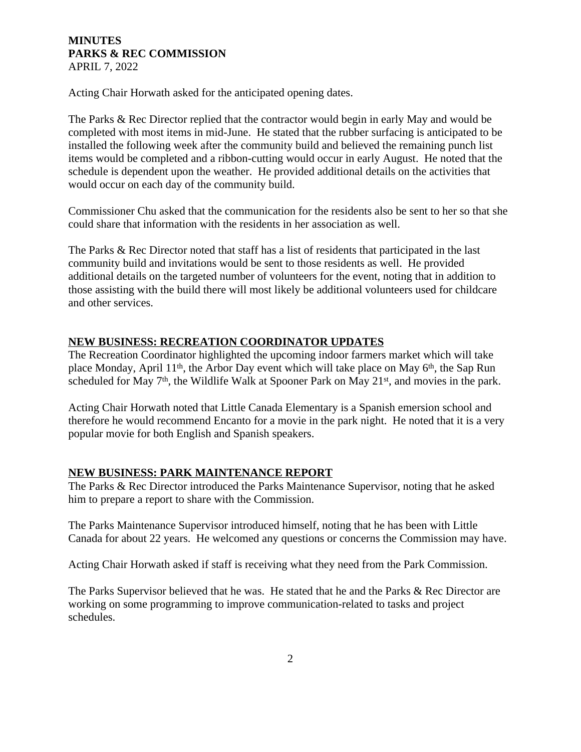Acting Chair Horwath asked for the anticipated opening dates.

The Parks & Rec Director replied that the contractor would begin in early May and would be completed with most items in mid-June. He stated that the rubber surfacing is anticipated to be installed the following week after the community build and believed the remaining punch list items would be completed and a ribbon-cutting would occur in early August. He noted that the schedule is dependent upon the weather. He provided additional details on the activities that would occur on each day of the community build.

Commissioner Chu asked that the communication for the residents also be sent to her so that she could share that information with the residents in her association as well.

The Parks & Rec Director noted that staff has a list of residents that participated in the last community build and invitations would be sent to those residents as well. He provided additional details on the targeted number of volunteers for the event, noting that in addition to those assisting with the build there will most likely be additional volunteers used for childcare and other services.

## NEW BUSINESS: RECREATION COORDINATOR UPDATES

The Recreation Coordinator highlighted the upcoming indoor farmers market which will take place Monday, April 11th, the Arbor Day event which will take place on May 6th, the Sap Run scheduled for May 7th, the Wildlife Walk at Spooner Park on May 21st, and movies in the park.

Acting Chair Horwath noted that Little Canada Elementary is a Spanish emersion school and therefore he would recommend Encanto for a movie in the park night. He noted that it is a very popular movie for both English and Spanish speakers.

## NEW BUSINESS: PARK MAINTENANCE REPORT

The Parks & Rec Director introduced the Parks Maintenance Supervisor, noting that he asked him to prepare a report to share with the Commission.

The Parks Maintenance Supervisor introduced himself, noting that he has been with Little Canada for about 22 years. He welcomed any questions or concerns the Commission may have.

Acting Chair Horwath asked if staff is receiving what they need from the Park Commission.

The Parks Supervisor believed that he was. He stated that he and the Parks & Rec Director are working on some programming to improve communication-related to tasks and project schedules.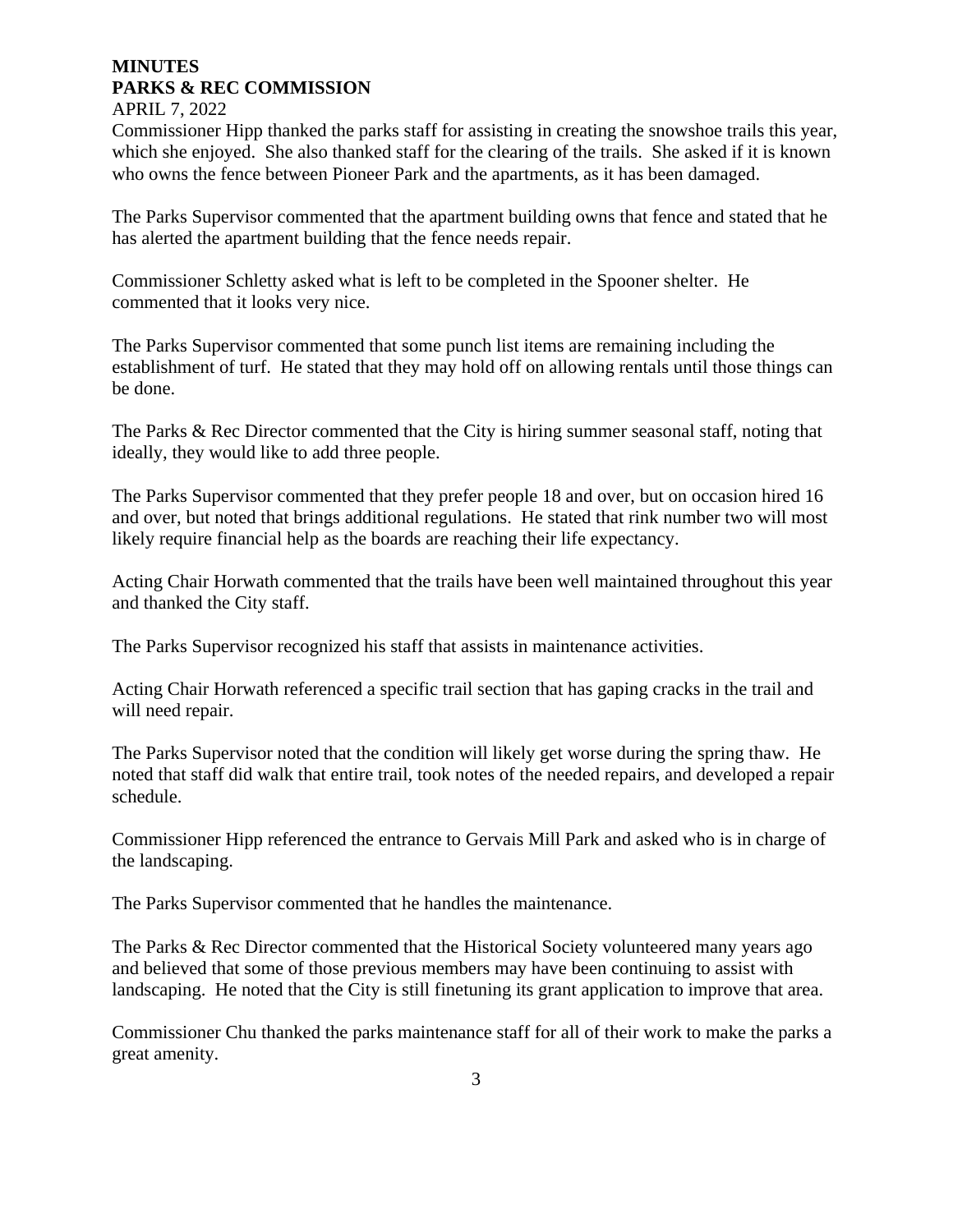Commissioner Hipp thanked the parks staff for assisting in creating the snowshoe trails this year, which she enjoyed. She also thanked staff for the clearing of the trails. She asked if it is known who owns the fence between Pioneer Park and the apartments, as it has been damaged.

The Parks Supervisor commented that the apartment building owns that fence and stated that he has alerted the apartment building that the fence needs repair.

Commissioner Schletty asked what is left to be completed in the Spooner shelter. He commented that it looks very nice.

The Parks Supervisor commented that some punch list items are remaining including the establishment of turf. He stated that they may hold off on allowing rentals until those things can be done.

The Parks & Rec Director commented that the City is hiring summer seasonal staff, noting that ideally, they would like to add three people.

The Parks Supervisor commented that they prefer people 18 and over, but on occasion hired 16 and over, but noted that brings additional regulations. He stated that rink number two will most likely require financial help as the boards are reaching their life expectancy.

Acting Chair Horwath commented that the trails have been well maintained throughout this year and thanked the City staff.

The Parks Supervisor recognized his staff that assists in maintenance activities.

Acting Chair Horwath referenced a specific trail section that has gaping cracks in the trail and will need repair.

The Parks Supervisor noted that the condition will likely get worse during the spring thaw. He noted that staff did walk that entire trail, took notes of the needed repairs, and developed a repair schedule.

Commissioner Hipp referenced the entrance to Gervais Mill Park and asked who is in charge of the landscaping.

The Parks Supervisor commented that he handles the maintenance.

The Parks & Rec Director commented that the Historical Society volunteered many years ago and believed that some of those previous members may have been continuing to assist with landscaping. He noted that the City is still finetuning its grant application to improve that area.

Commissioner Chu thanked the parks maintenance staff for all of their work to make the parks a great amenity.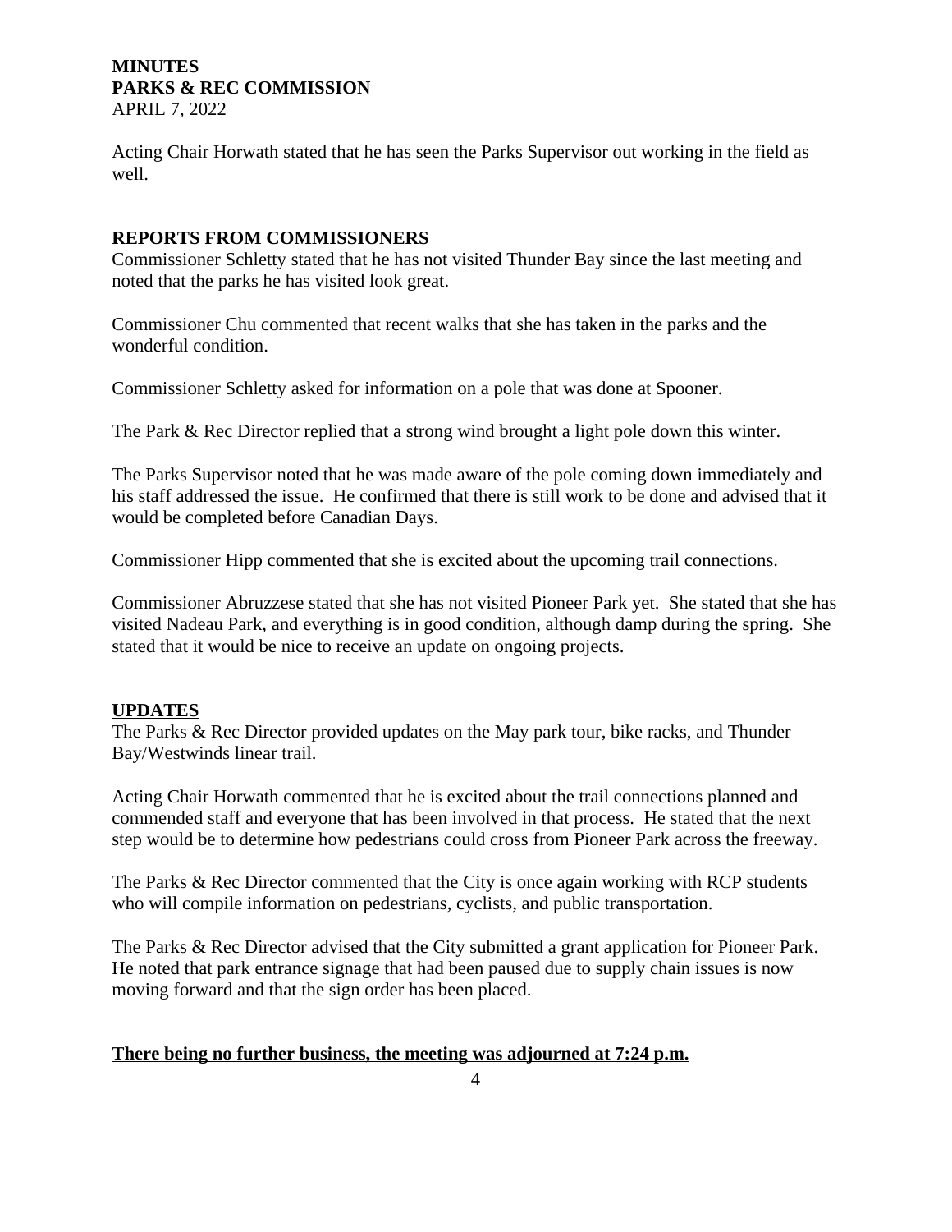Acting Chair Horwath stated that he has seen the Parks Supervisor out working in the field as well.

**REPORTS FROM COMMISSIONERS**

Commissioner Schletty stated that he has not visited Thunder Bay since the last meeting and noted that the parks he has visited look great.

Commissioner Chu commented that recent walks that she has taken in the parks and the wonderful condition.

Commissioner Schletty asked for information on a pole that was done at Spooner.

The Park & Rec Director replied that a strong wind brought a light pole down this winter.

The Parks Supervisor noted that he was made aware of the pole coming down immediately and his staff addressed the issue. He confirmed that there is still work to be done and advised that it would be completed before Canadian Days.

Commissioner Hipp commented that she is excited about the upcoming trail connections.

Commissioner Abruzzese stated that she has not visited Pioneer Park yet. She stated that she has visited Nadeau Park, and everything is in good condition, although damp during the spring. She stated that it would be nice to receive an update on ongoing projects.

**UPDATES**

The Parks & Rec Director provided updates on the May park tour, bike racks, and Thunder Bay/Westwinds linear trail.

Acting Chair Horwath commented that he is excited about the trail connections planned and commended staff and everyone that has been involved in that process. He stated that the next step would be to determine how pedestrians could cross from Pioneer Park across the freeway.

The Parks & Rec Director commented that the City is once again working with RCP students who will compile information on pedestrians, cyclists, and public transportation.

The Parks & Rec Director advised that the City submitted a grant application for Pioneer Park. He noted that park entrance signage that had been paused due to supply chain issues is now moving forward and that the sign order has been placed.

**There being no further business, the meeting was adjourned at 7:24 p.m.**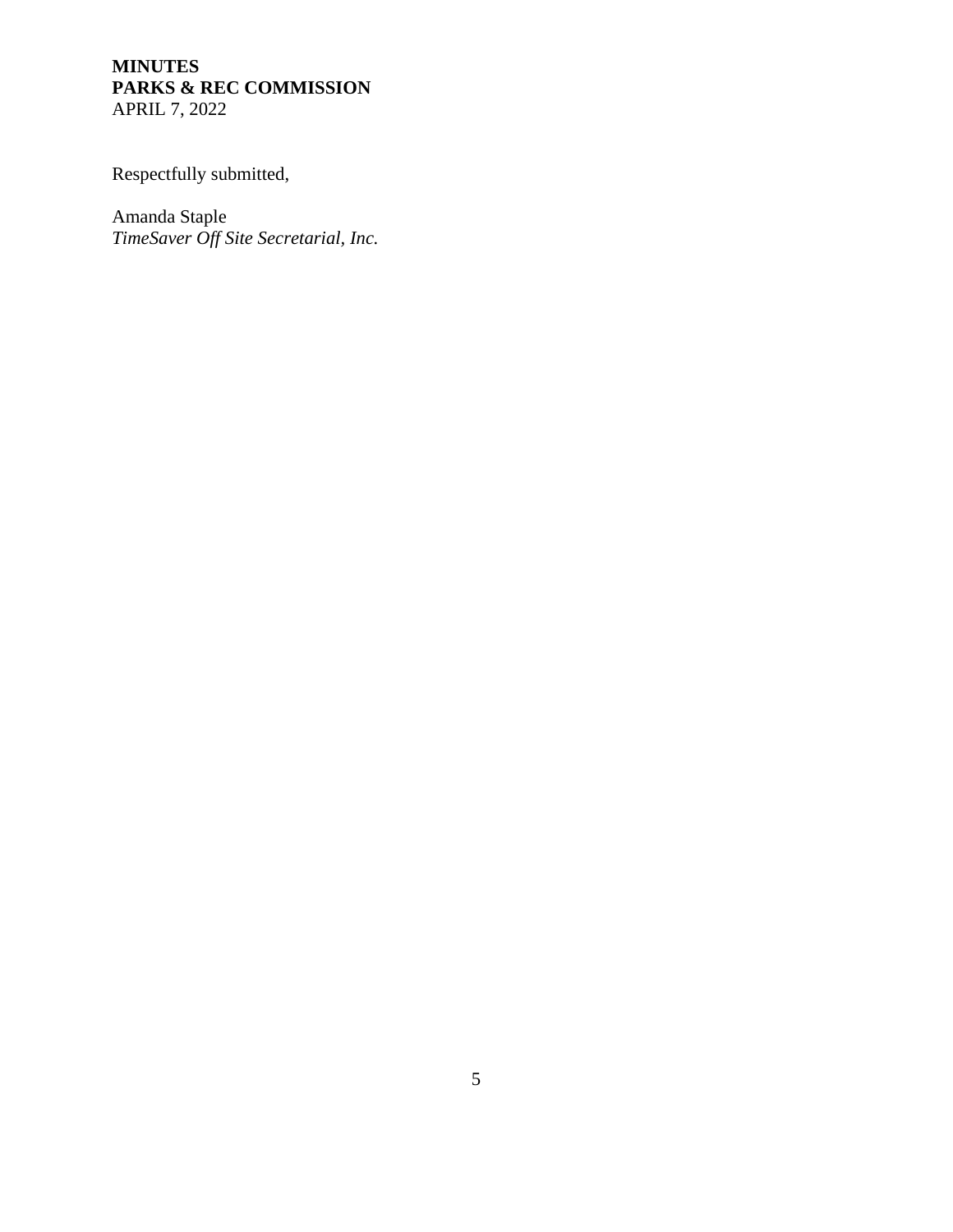Respectfully submitted,

Amanda Staple
*TimeSaver Off Site Secretarial, Inc.*